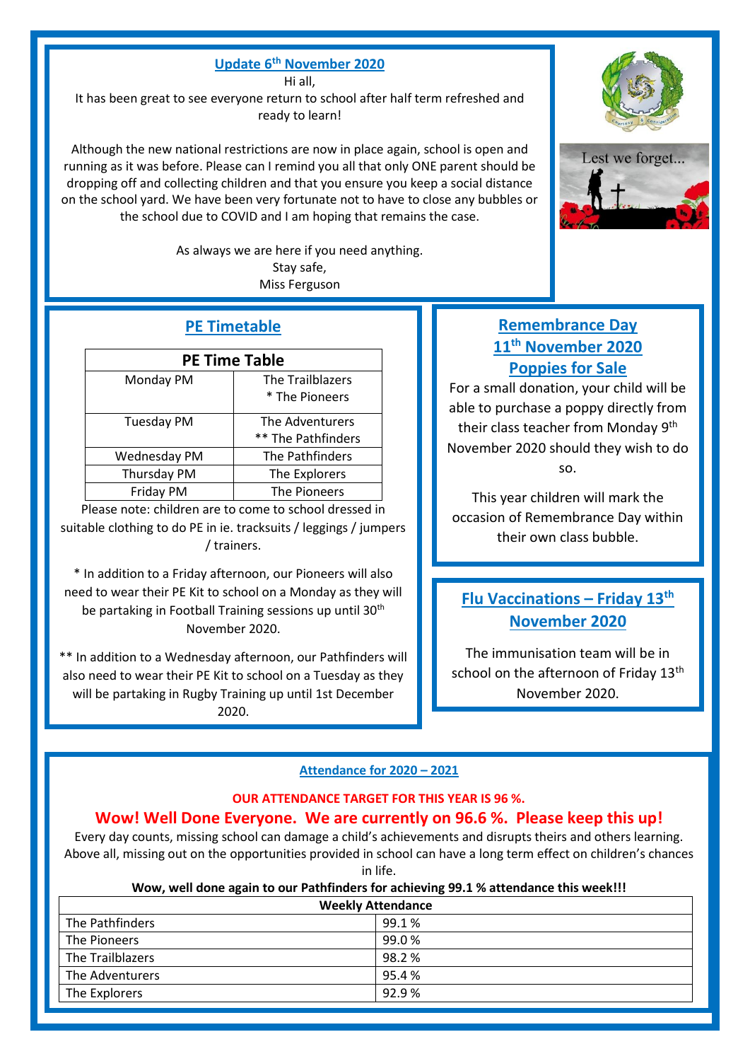## Update 6th November 2020

Hi all,

It has been great to see everyone return to school after half term refreshed and ready to learn!

Although the new national restrictions are now in place again, school is open and running as it was before. Please can I remind you all that only ONE parent should be dropping off and collecting children and that you ensure you keep a social distance on the school yard. We have been very fortunate not to have to close any bubbles or the school due to COVID and I am hoping that remains the case.

As always we are here if you need anything.
Stay safe,
Miss Ferguson

Lest we forget...

## PE Timetable

| PE Time Table | |
|---|---|
| Monday PM | The Trailblazers<br>* The Pioneers |
| Tuesday PM | The Adventurers<br>** The Pathfinders |
| Wednesday PM | The Pathfinders |
| Thursday PM | The Explorers |
| Friday PM | The Pioneers |

Please note: children are to come to school dressed in suitable clothing to do PE in ie. tracksuits / leggings / jumpers / trainers.

* In addition to a Friday afternoon, our Pioneers will also need to wear their PE Kit to school on a Monday as they will be partaking in Football Training sessions up until 30th November 2020.

** In addition to a Wednesday afternoon, our Pathfinders will also need to wear their PE Kit to school on a Tuesday as they will be partaking in Rugby Training up until 1st December 2020.

## Remembrance Day 11th November 2020 Poppies for Sale

For a small donation, your child will be able to purchase a poppy directly from their class teacher from Monday 9th November 2020 should they wish to do so.

This year children will mark the occasion of Remembrance Day within their own class bubble.

## Flu Vaccinations – Friday 13th November 2020

The immunisation team will be in school on the afternoon of Friday 13th November 2020.

## Attendance for 2020 – 2021

**OUR ATTENDANCE TARGET FOR THIS YEAR IS 96 %.**

**Wow! Well Done Everyone. We are currently on 96.6 %. Please keep this up!**

Every day counts, missing school can damage a child's achievements and disrupts theirs and others learning. Above all, missing out on the opportunities provided in school can have a long term effect on children's chances in life.

**Wow, well done again to our Pathfinders for achieving 99.1 % attendance this week!!!**

| Weekly Attendance | |
|---|---|
| The Pathfinders | 99.1 % |
| The Pioneers | 99.0 % |
| The Trailblazers | 98.2 % |
| The Adventurers | 95.4 % |
| The Explorers | 92.9 % |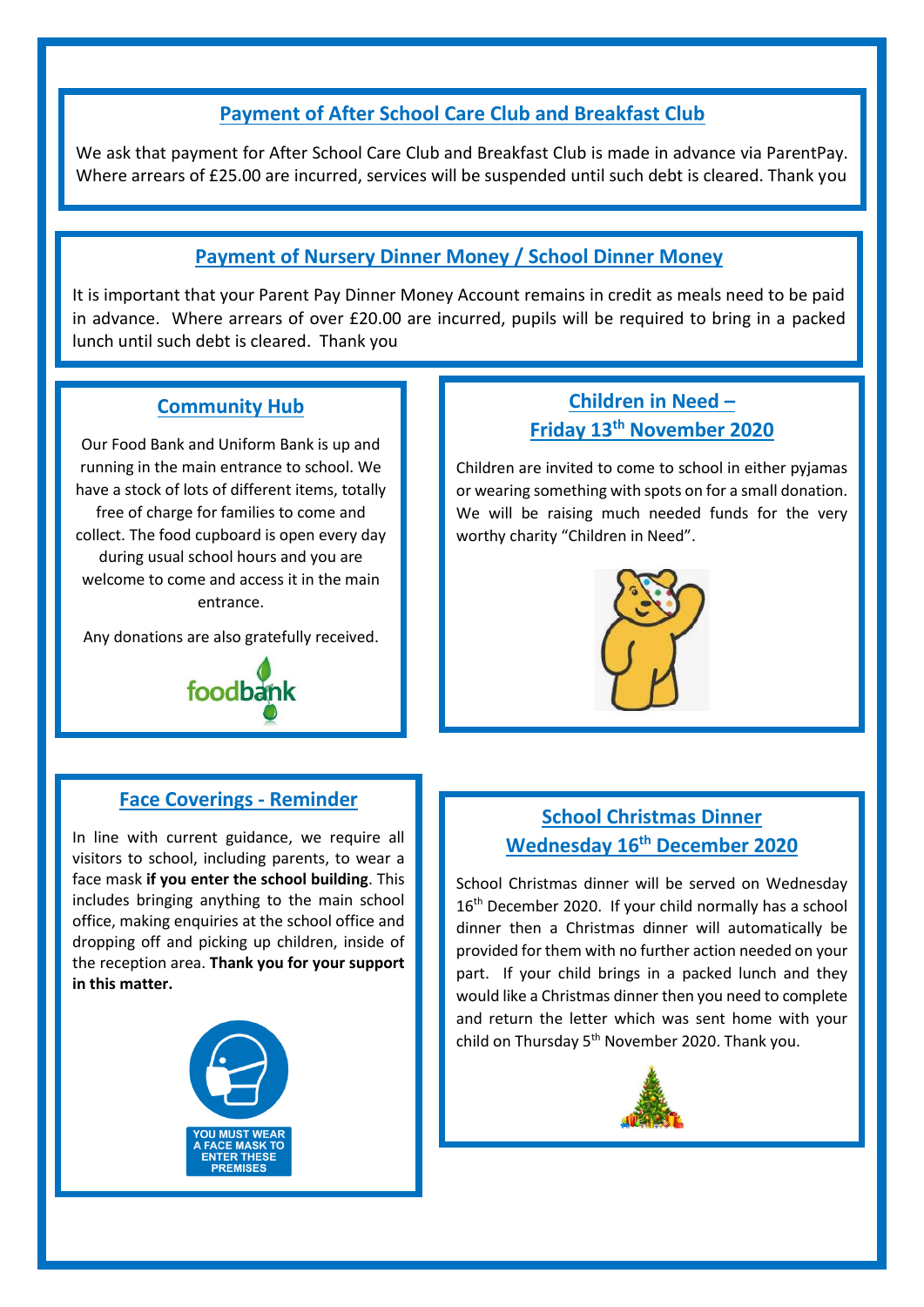## Payment of After School Care Club and Breakfast Club

We ask that payment for After School Care Club and Breakfast Club is made in advance via ParentPay. Where arrears of £25.00 are incurred, services will be suspended until such debt is cleared. Thank you

## Payment of Nursery Dinner Money / School Dinner Money

It is important that your Parent Pay Dinner Money Account remains in credit as meals need to be paid in advance. Where arrears of over £20.00 are incurred, pupils will be required to bring in a packed lunch until such debt is cleared. Thank you

## Community Hub

Our Food Bank and Uniform Bank is up and running in the main entrance to school. We have a stock of lots of different items, totally free of charge for families to come and collect. The food cupboard is open every day during usual school hours and you are welcome to come and access it in the main entrance.

Any donations are also gratefully received.

## Children in Need – Friday 13th November 2020

Children are invited to come to school in either pyjamas or wearing something with spots on for a small donation. We will be raising much needed funds for the very worthy charity "Children in Need".

## Face Coverings - Reminder

In line with current guidance, we require all visitors to school, including parents, to wear a face mask **if you enter the school building**. This includes bringing anything to the main school office, making enquiries at the school office and dropping off and picking up children, inside of the reception area. **Thank you for your support in this matter.**

## School Christmas Dinner Wednesday 16th December 2020

School Christmas dinner will be served on Wednesday 16th December 2020. If your child normally has a school dinner then a Christmas dinner will automatically be provided for them with no further action needed on your part. If your child brings in a packed lunch and they would like a Christmas dinner then you need to complete and return the letter which was sent home with your child on Thursday 5th November 2020. Thank you.